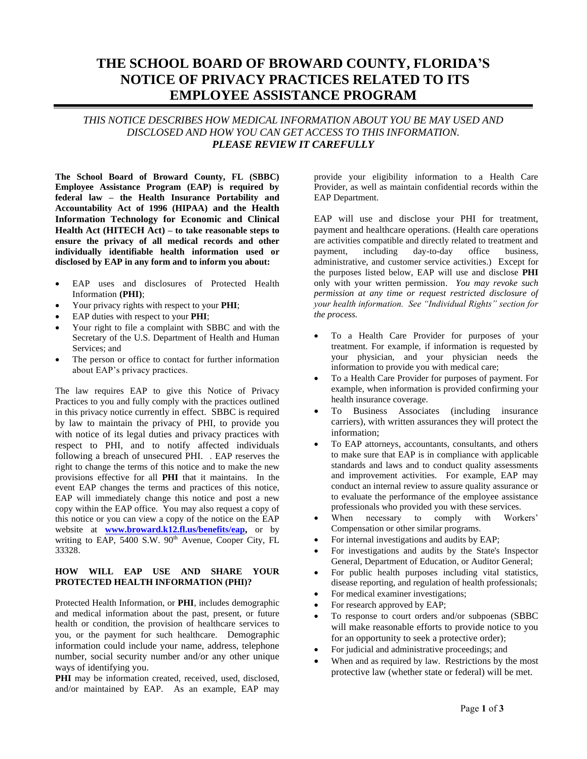# THE SCHOOL BOARD OF BROWARD COUNTY, FLORIDA'S NOTICE OF PRIVACY PRACTICES RELATED TO ITS EMPLOYEE ASSISTANCE PROGRAM

*THIS NOTICE DESCRIBES HOW MEDICAL INFORMATION ABOUT YOU BE MAY USED AND DISCLOSED AND HOW YOU CAN GET ACCESS TO THIS INFORMATION.*
***PLEASE REVIEW IT CAREFULLY***

**The School Board of Broward County, FL (SBBC) Employee Assistance Program (EAP) is required by federal law – the Health Insurance Portability and Accountability Act of 1996 (HIPAA) and the Health Information Technology for Economic and Clinical Health Act (HITECH Act) – to take reasonable steps to ensure the privacy of all medical records and other individually identifiable health information used or disclosed by EAP in any form and to inform you about:**

- EAP uses and disclosures of Protected Health Information **(PHI)**;
- Your privacy rights with respect to your **PHI**;
- EAP duties with respect to your **PHI**;
- Your right to file a complaint with SBBC and with the Secretary of the U.S. Department of Health and Human Services; and
- The person or office to contact for further information about EAP's privacy practices.

The law requires EAP to give this Notice of Privacy Practices to you and fully comply with the practices outlined in this privacy notice currently in effect. SBBC is required by law to maintain the privacy of PHI, to provide you with notice of its legal duties and privacy practices with respect to PHI, and to notify affected individuals following a breach of unsecured PHI. . EAP reserves the right to change the terms of this notice and to make the new provisions effective for all **PHI** that it maintains. In the event EAP changes the terms and practices of this notice, EAP will immediately change this notice and post a new copy within the EAP office. You may also request a copy of this notice or you can view a copy of the notice on the EAP website at **www.broward.k12.fl.us/benefits/eap,** or by writing to EAP, 5400 S.W. 90th Avenue, Cooper City, FL 33328.

## HOW WILL EAP USE AND SHARE YOUR PROTECTED HEALTH INFORMATION (PHI)?

Protected Health Information, or **PHI**, includes demographic and medical information about the past, present, or future health or condition, the provision of healthcare services to you, or the payment for such healthcare. Demographic information could include your name, address, telephone number, social security number and/or any other unique ways of identifying you.

**PHI** may be information created, received, used, disclosed, and/or maintained by EAP. As an example, EAP may provide your eligibility information to a Health Care Provider, as well as maintain confidential records within the EAP Department.

EAP will use and disclose your PHI for treatment, payment and healthcare operations. (Health care operations are activities compatible and directly related to treatment and payment, including day-to-day office business, administrative, and customer service activities.) Except for the purposes listed below, EAP will use and disclose **PHI** only with your written permission. *You may revoke such permission at any time or request restricted disclosure of your health information. See "Individual Rights" section for the process.*

- To a Health Care Provider for purposes of your treatment. For example, if information is requested by your physician, and your physician needs the information to provide you with medical care;
- To a Health Care Provider for purposes of payment. For example, when information is provided confirming your health insurance coverage.
- To Business Associates (including insurance carriers), with written assurances they will protect the information;
- To EAP attorneys, accountants, consultants, and others to make sure that EAP is in compliance with applicable standards and laws and to conduct quality assessments and improvement activities. For example, EAP may conduct an internal review to assure quality assurance or to evaluate the performance of the employee assistance professionals who provided you with these services.
- When necessary to comply with Workers' Compensation or other similar programs.
- For internal investigations and audits by EAP;
- For investigations and audits by the State's Inspector General, Department of Education, or Auditor General;
- For public health purposes including vital statistics, disease reporting, and regulation of health professionals;
- For medical examiner investigations;
- For research approved by EAP;
- To response to court orders and/or subpoenas (SBBC will make reasonable efforts to provide notice to you for an opportunity to seek a protective order);
- For judicial and administrative proceedings; and
- When and as required by law. Restrictions by the most protective law (whether state or federal) will be met.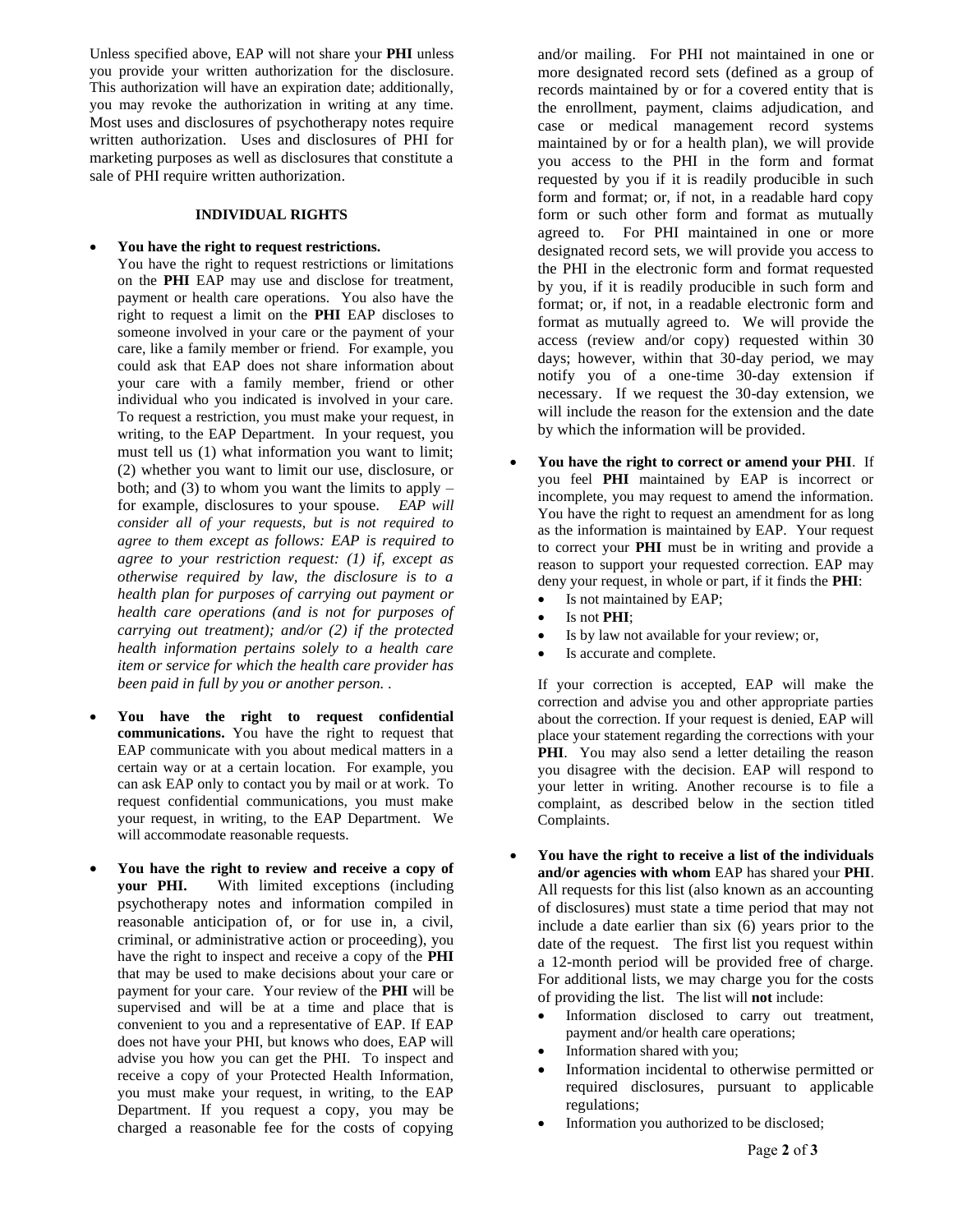Unless specified above, EAP will not share your **PHI** unless you provide your written authorization for the disclosure. This authorization will have an expiration date; additionally, you may revoke the authorization in writing at any time. Most uses and disclosures of psychotherapy notes require written authorization. Uses and disclosures of PHI for marketing purposes as well as disclosures that constitute a sale of PHI require written authorization.

**INDIVIDUAL RIGHTS**

- **You have the right to request restrictions.** You have the right to request restrictions or limitations on the **PHI** EAP may use and disclose for treatment, payment or health care operations. You also have the right to request a limit on the **PHI** EAP discloses to someone involved in your care or the payment of your care, like a family member or friend. For example, you could ask that EAP does not share information about your care with a family member, friend or other individual who you indicated is involved in your care. To request a restriction, you must make your request, in writing, to the EAP Department. In your request, you must tell us (1) what information you want to limit; (2) whether you want to limit our use, disclosure, or both; and (3) to whom you want the limits to apply – for example, disclosures to your spouse. *EAP will consider all of your requests, but is not required to agree to them except as follows: EAP is required to agree to your restriction request: (1) if, except as otherwise required by law, the disclosure is to a health plan for purposes of carrying out payment or health care operations (and is not for purposes of carrying out treatment); and/or (2) if the protected health information pertains solely to a health care item or service for which the health care provider has been paid in full by you or another person. .*

- **You have the right to request confidential communications.** You have the right to request that EAP communicate with you about medical matters in a certain way or at a certain location. For example, you can ask EAP only to contact you by mail or at work. To request confidential communications, you must make your request, in writing, to the EAP Department. We will accommodate reasonable requests.

- **You have the right to review and receive a copy of your PHI.** With limited exceptions (including psychotherapy notes and information compiled in reasonable anticipation of, or for use in, a civil, criminal, or administrative action or proceeding), you have the right to inspect and receive a copy of the **PHI** that may be used to make decisions about your care or payment for your care. Your review of the **PHI** will be supervised and will be at a time and place that is convenient to you and a representative of EAP. If EAP does not have your PHI, but knows who does, EAP will advise you how you can get the PHI. To inspect and receive a copy of your Protected Health Information, you must make your request, in writing, to the EAP Department. If you request a copy, you may be charged a reasonable fee for the costs of copying and/or mailing. For PHI not maintained in one or more designated record sets (defined as a group of records maintained by or for a covered entity that is the enrollment, payment, claims adjudication, and case or medical management record systems maintained by or for a health plan), we will provide you access to the PHI in the form and format requested by you if it is readily producible in such form and format; or, if not, in a readable hard copy form or such other form and format as mutually agreed to. For PHI maintained in one or more designated record sets, we will provide you access to the PHI in the electronic form and format requested by you, if it is readily producible in such form and format; or, if not, in a readable electronic form and format as mutually agreed to. We will provide the access (review and/or copy) requested within 30 days; however, within that 30-day period, we may notify you of a one-time 30-day extension if necessary. If we request the 30-day extension, we will include the reason for the extension and the date by which the information will be provided.

- **You have the right to correct or amend your PHI**. If you feel **PHI** maintained by EAP is incorrect or incomplete, you may request to amend the information. You have the right to request an amendment for as long as the information is maintained by EAP. Your request to correct your **PHI** must be in writing and provide a reason to support your requested correction. EAP may deny your request, in whole or part, if it finds the **PHI**:
  - Is not maintained by EAP;
  - Is not **PHI**;
  - Is by law not available for your review; or,
  - Is accurate and complete.

  If your correction is accepted, EAP will make the correction and advise you and other appropriate parties about the correction. If your request is denied, EAP will place your statement regarding the corrections with your **PHI**. You may also send a letter detailing the reason you disagree with the decision. EAP will respond to your letter in writing. Another recourse is to file a complaint, as described below in the section titled Complaints.

- **You have the right to receive a list of the individuals and/or agencies with whom** EAP has shared your **PHI**. All requests for this list (also known as an accounting of disclosures) must state a time period that may not include a date earlier than six (6) years prior to the date of the request. The first list you request within a 12-month period will be provided free of charge. For additional lists, we may charge you for the costs of providing the list. The list will **not** include:
  - Information disclosed to carry out treatment, payment and/or health care operations;
  - Information shared with you;
  - Information incidental to otherwise permitted or required disclosures, pursuant to applicable regulations;
  - Information you authorized to be disclosed;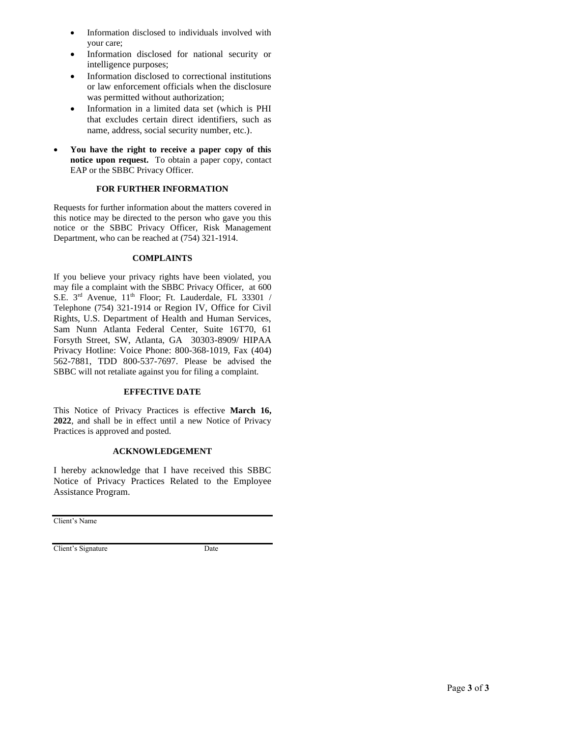- Information disclosed to individuals involved with your care;
- Information disclosed for national security or intelligence purposes;
- Information disclosed to correctional institutions or law enforcement officials when the disclosure was permitted without authorization;
- Information in a limited data set (which is PHI that excludes certain direct identifiers, such as name, address, social security number, etc.).

- **You have the right to receive a paper copy of this notice upon request.** To obtain a paper copy, contact EAP or the SBBC Privacy Officer.

### FOR FURTHER INFORMATION

Requests for further information about the matters covered in this notice may be directed to the person who gave you this notice or the SBBC Privacy Officer, Risk Management Department, who can be reached at (754) 321-1914.

### COMPLAINTS

If you believe your privacy rights have been violated, you may file a complaint with the SBBC Privacy Officer, at 600 S.E. 3rd Avenue, 11th Floor; Ft. Lauderdale, FL 33301 / Telephone (754) 321-1914 or Region IV, Office for Civil Rights, U.S. Department of Health and Human Services, Sam Nunn Atlanta Federal Center, Suite 16T70, 61 Forsyth Street, SW, Atlanta, GA 30303-8909/ HIPAA Privacy Hotline: Voice Phone: 800-368-1019, Fax (404) 562-7881, TDD 800-537-7697. Please be advised the SBBC will not retaliate against you for filing a complaint.

### EFFECTIVE DATE

This Notice of Privacy Practices is effective **March 16, 2022**, and shall be in effect until a new Notice of Privacy Practices is approved and posted.

### ACKNOWLEDGEMENT

I hereby acknowledge that I have received this SBBC Notice of Privacy Practices Related to the Employee Assistance Program.

______________________________
Client's Name

______________________________
Client's Signature Date